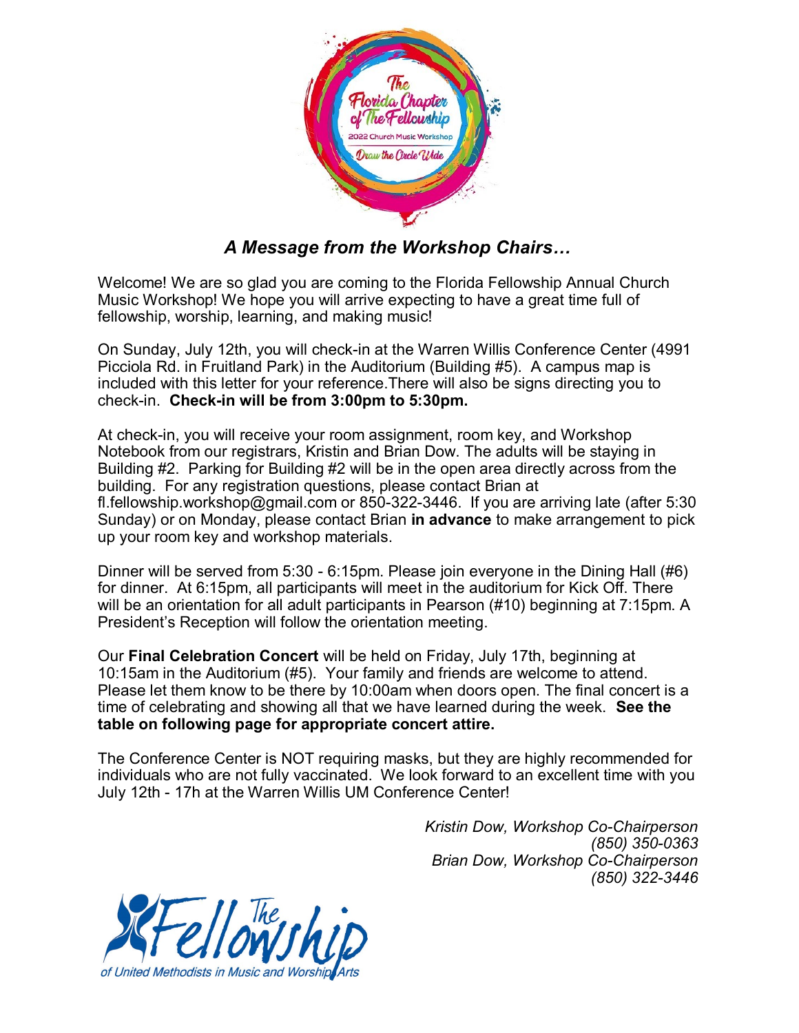## *A Message from the Workshop Chairs…*

Welcome! We are so glad you are coming to the Florida Fellowship Annual Church Music Workshop! We hope you will arrive expecting to have a great time full of fellowship, worship, learning, and making music!

On Sunday, July 12th, you will check-in at the Warren Willis Conference Center (4991 Picciola Rd. in Fruitland Park) in the Auditorium (Building #5). A campus map is included with this letter for your reference.There will also be signs directing you to check-in. **Check-in will be from 3:00pm to 5:30pm.**

At check-in, you will receive your room assignment, room key, and Workshop Notebook from our registrars, Kristin and Brian Dow. The adults will be staying in Building #2. Parking for Building #2 will be in the open area directly across from the building. For any registration questions, please contact Brian at fl.fellowship.workshop@gmail.com or 850-322-3446. If you are arriving late (after 5:30 Sunday) or on Monday, please contact Brian **in advance** to make arrangement to pick up your room key and workshop materials.

Dinner will be served from 5:30 - 6:15pm. Please join everyone in the Dining Hall (#6) for dinner. At 6:15pm, all participants will meet in the auditorium for Kick Off. There will be an orientation for all adult participants in Pearson (#10) beginning at 7:15pm. A President's Reception will follow the orientation meeting.

Our **Final Celebration Concert** will be held on Friday, July 17th, beginning at 10:15am in the Auditorium (#5). Your family and friends are welcome to attend. Please let them know to be there by 10:00am when doors open. The final concert is a time of celebrating and showing all that we have learned during the week. **See the table on following page for appropriate concert attire.**

The Conference Center is NOT requiring masks, but they are highly recommended for individuals who are not fully vaccinated. We look forward to an excellent time with you July 12th - 17h at the Warren Willis UM Conference Center!

*Kristin Dow, Workshop Co-Chairperson*
*(850) 350-0363*
*Brian Dow, Workshop Co-Chairperson*
*(850) 322-3446*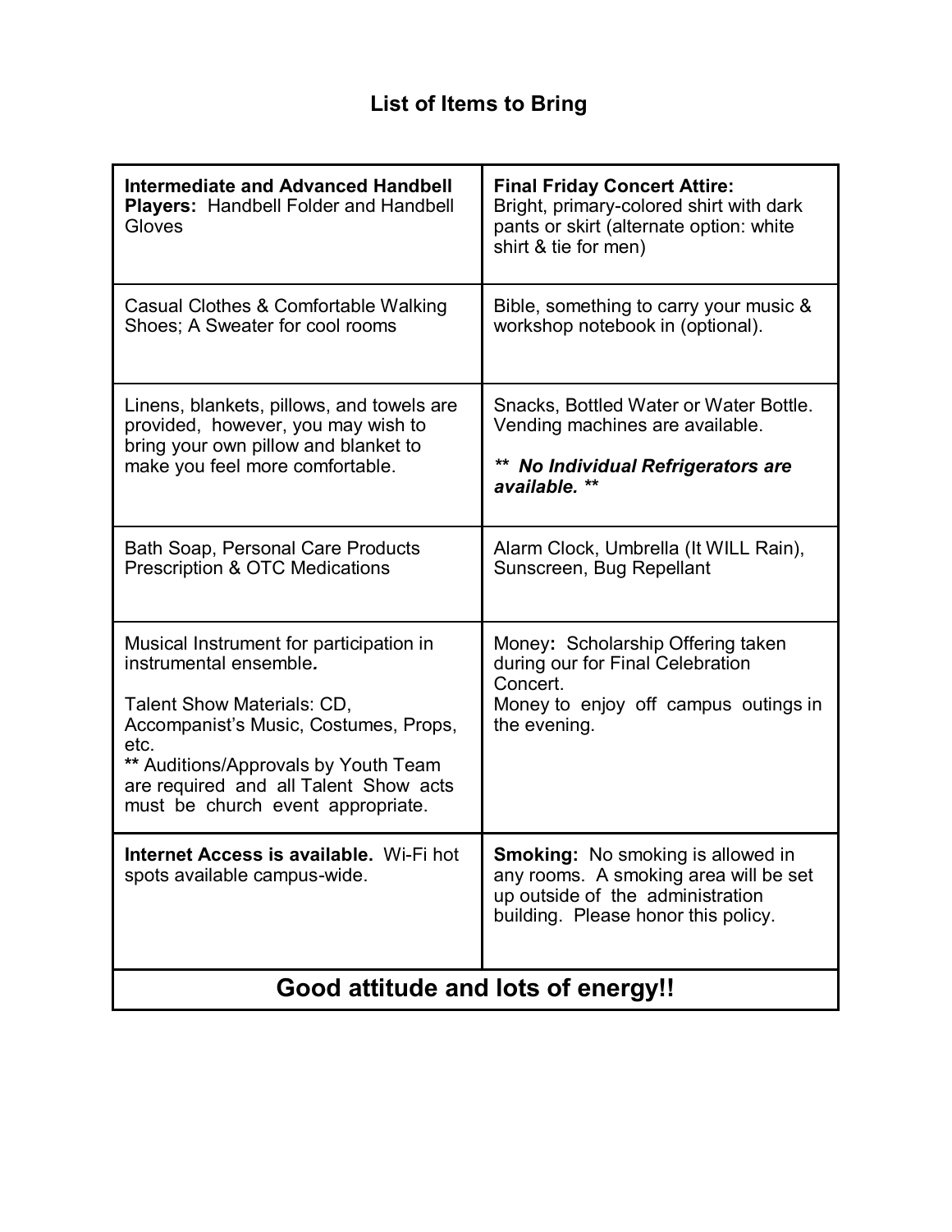## List of Items to Bring

| | |
|---|---|
| **Intermediate and Advanced Handbell Players:** Handbell Folder and Handbell Gloves | **Final Friday Concert Attire:** Bright, primary-colored shirt with dark pants or skirt (alternate option: white shirt & tie for men) |
| Casual Clothes & Comfortable Walking Shoes; A Sweater for cool rooms | Bible, something to carry your music & workshop notebook in (optional). |
| Linens, blankets, pillows, and towels are provided, however, you may wish to bring your own pillow and blanket to make you feel more comfortable. | Snacks, Bottled Water or Water Bottle. Vending machines are available. <br><br> ***\*\* No Individual Refrigerators are available. \*\**** |
| Bath Soap, Personal Care Products Prescription & OTC Medications | Alarm Clock, Umbrella (It WILL Rain), Sunscreen, Bug Repellant |
| Musical Instrument for participation in instrumental ensemble. <br><br> Talent Show Materials: CD, Accompanist's Music, Costumes, Props, etc. <br> **\*\*** Auditions/Approvals by Youth Team are required and all Talent Show acts must be church event appropriate. | Money**:** Scholarship Offering taken during our for Final Celebration Concert. <br> Money to enjoy off campus outings in the evening. |
| **Internet Access is available.** Wi-Fi hot spots available campus-wide. | **Smoking:** No smoking is allowed in any rooms. A smoking area will be set up outside of the administration building. Please honor this policy. |

**Good attitude and lots of energy!!**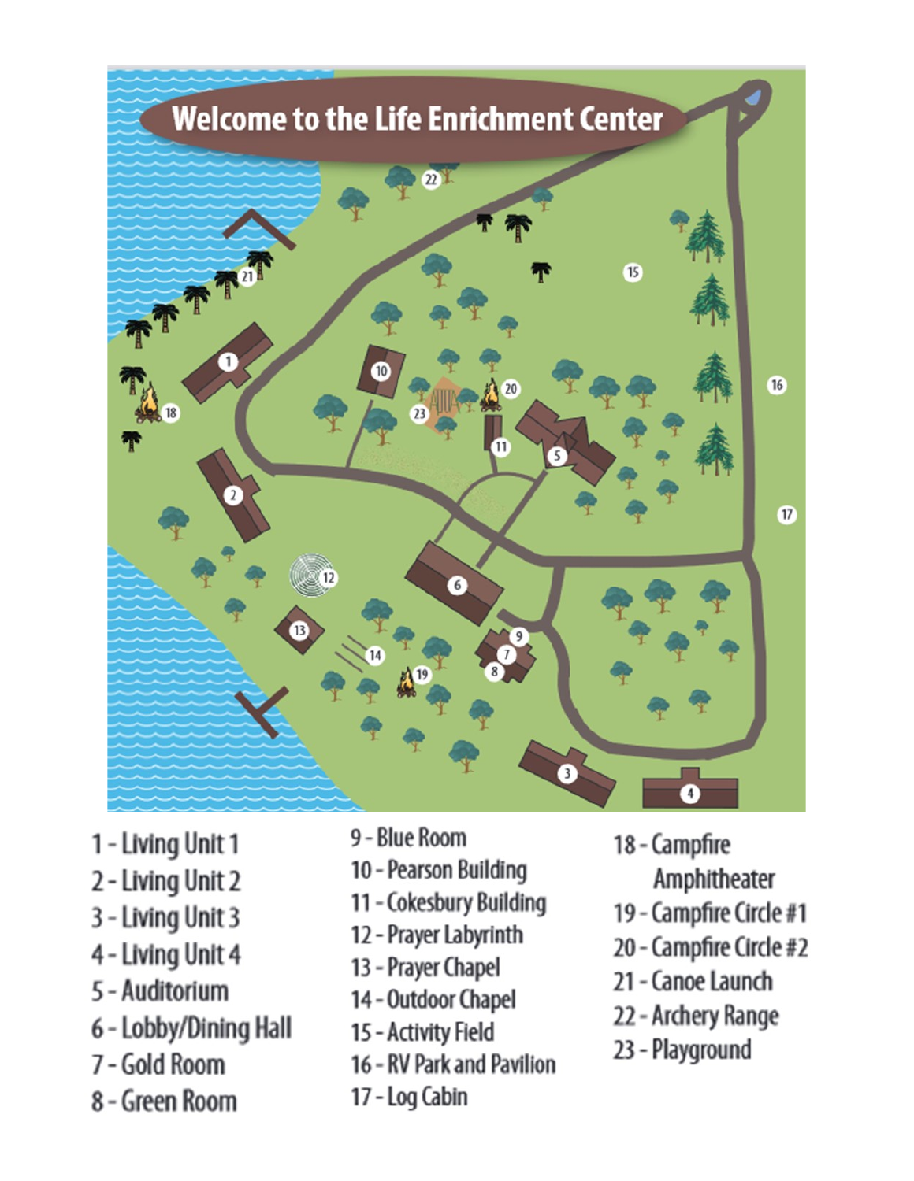# Welcome to the Life Enrichment Center

1 - Living Unit 1
2 - Living Unit 2
3 - Living Unit 3
4 - Living Unit 4
5 - Auditorium
6 - Lobby/Dining Hall
7 - Gold Room
8 - Green Room
9 - Blue Room
10 - Pearson Building
11 - Cokesbury Building
12 - Prayer Labyrinth
13 - Prayer Chapel
14 - Outdoor Chapel
15 - Activity Field
16 - RV Park and Pavilion
17 - Log Cabin
18 - Campfire Amphitheater
19 - Campfire Circle #1
20 - Campfire Circle #2
21 - Canoe Launch
22 - Archery Range
23 - Playground